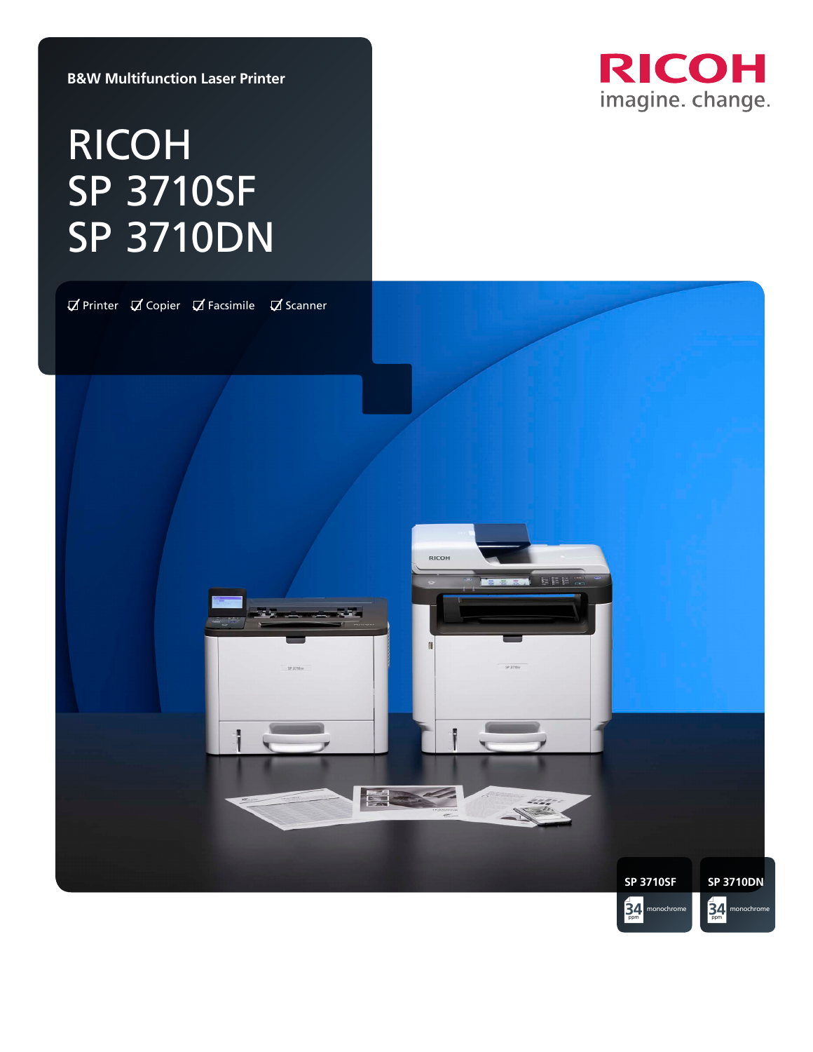B&W Multifunction Laser Printer

# RICOH SP 3710SF SP 3710DN

RICOH imagine. change.

☑ Printer ☑ Copier ☑ Facsimile ☑ Scanner

**SP 3710SF**

34 ppm monochrome

**SP 3710DN**

34 ppm monochrome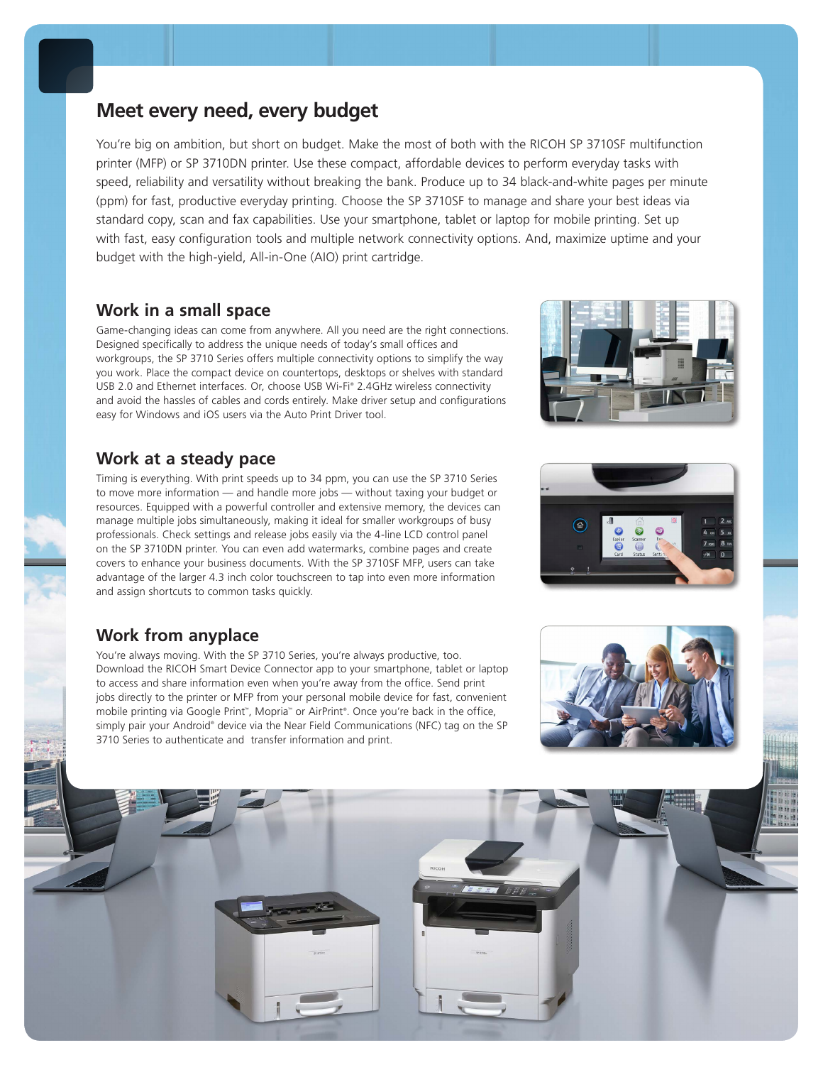## Meet every need, every budget

You're big on ambition, but short on budget. Make the most of both with the RICOH SP 3710SF multifunction printer (MFP) or SP 3710DN printer. Use these compact, affordable devices to perform everyday tasks with speed, reliability and versatility without breaking the bank. Produce up to 34 black-and-white pages per minute (ppm) for fast, productive everyday printing. Choose the SP 3710SF to manage and share your best ideas via standard copy, scan and fax capabilities. Use your smartphone, tablet or laptop for mobile printing. Set up with fast, easy configuration tools and multiple network connectivity options. And, maximize uptime and your budget with the high-yield, All-in-One (AIO) print cartridge.

### Work in a small space

Game-changing ideas can come from anywhere. All you need are the right connections. Designed specifically to address the unique needs of today's small offices and workgroups, the SP 3710 Series offers multiple connectivity options to simplify the way you work. Place the compact device on countertops, desktops or shelves with standard USB 2.0 and Ethernet interfaces. Or, choose USB Wi-Fi® 2.4GHz wireless connectivity and avoid the hassles of cables and cords entirely. Make driver setup and configurations easy for Windows and iOS users via the Auto Print Driver tool.

### Work at a steady pace

Timing is everything. With print speeds up to 34 ppm, you can use the SP 3710 Series to move more information — and handle more jobs — without taxing your budget or resources. Equipped with a powerful controller and extensive memory, the devices can manage multiple jobs simultaneously, making it ideal for smaller workgroups of busy professionals. Check settings and release jobs easily via the 4-line LCD control panel on the SP 3710DN printer. You can even add watermarks, combine pages and create covers to enhance your business documents. With the SP 3710SF MFP, users can take advantage of the larger 4.3 inch color touchscreen to tap into even more information and assign shortcuts to common tasks quickly.

### Work from anyplace

You're always moving. With the SP 3710 Series, you're always productive, too. Download the RICOH Smart Device Connector app to your smartphone, tablet or laptop to access and share information even when you're away from the office. Send print jobs directly to the printer or MFP from your personal mobile device for fast, convenient mobile printing via Google Print™, Mopria™ or AirPrint®. Once you're back in the office, simply pair your Android® device via the Near Field Communications (NFC) tag on the SP 3710 Series to authenticate and transfer information and print.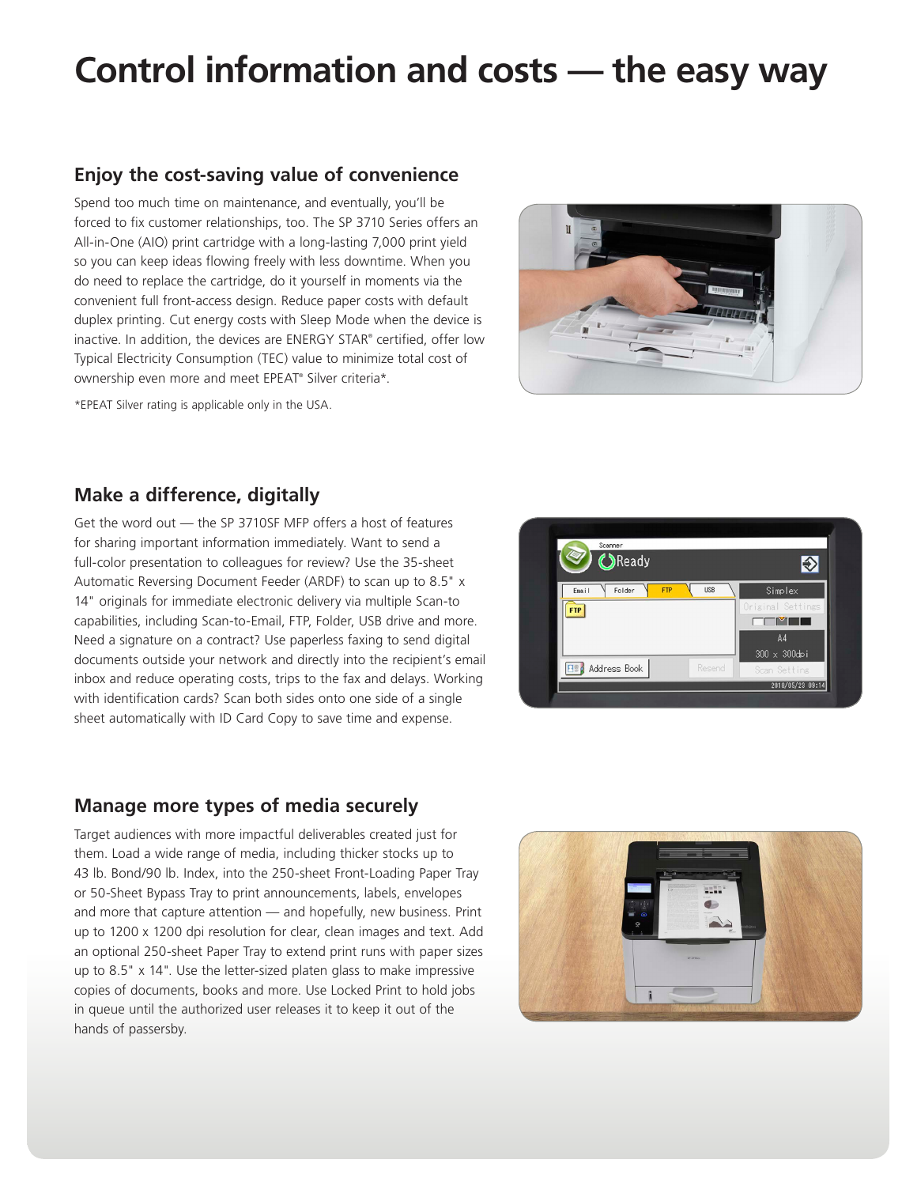# Control information and costs — the easy way

## Enjoy the cost-saving value of convenience

Spend too much time on maintenance, and eventually, you'll be forced to fix customer relationships, too. The SP 3710 Series offers an All-in-One (AIO) print cartridge with a long-lasting 7,000 print yield so you can keep ideas flowing freely with less downtime. When you do need to replace the cartridge, do it yourself in moments via the convenient full front-access design. Reduce paper costs with default duplex printing. Cut energy costs with Sleep Mode when the device is inactive. In addition, the devices are ENERGY STAR® certified, offer low Typical Electricity Consumption (TEC) value to minimize total cost of ownership even more and meet EPEAT® Silver criteria*.

*EPEAT Silver rating is applicable only in the USA.

## Make a difference, digitally

Get the word out — the SP 3710SF MFP offers a host of features for sharing important information immediately. Want to send a full-color presentation to colleagues for review? Use the 35-sheet Automatic Reversing Document Feeder (ARDF) to scan up to 8.5" x 14" originals for immediate electronic delivery via multiple Scan-to capabilities, including Scan-to-Email, FTP, Folder, USB drive and more. Need a signature on a contract? Use paperless faxing to send digital documents outside your network and directly into the recipient's email inbox and reduce operating costs, trips to the fax and delays. Working with identification cards? Scan both sides onto one side of a single sheet automatically with ID Card Copy to save time and expense.

## Manage more types of media securely

Target audiences with more impactful deliverables created just for them. Load a wide range of media, including thicker stocks up to 43 lb. Bond/90 lb. Index, into the 250-sheet Front-Loading Paper Tray or 50-Sheet Bypass Tray to print announcements, labels, envelopes and more that capture attention — and hopefully, new business. Print up to 1200 x 1200 dpi resolution for clear, clean images and text. Add an optional 250-sheet Paper Tray to extend print runs with paper sizes up to 8.5" x 14". Use the letter-sized platen glass to make impressive copies of documents, books and more. Use Locked Print to hold jobs in queue until the authorized user releases it to keep it out of the hands of passersby.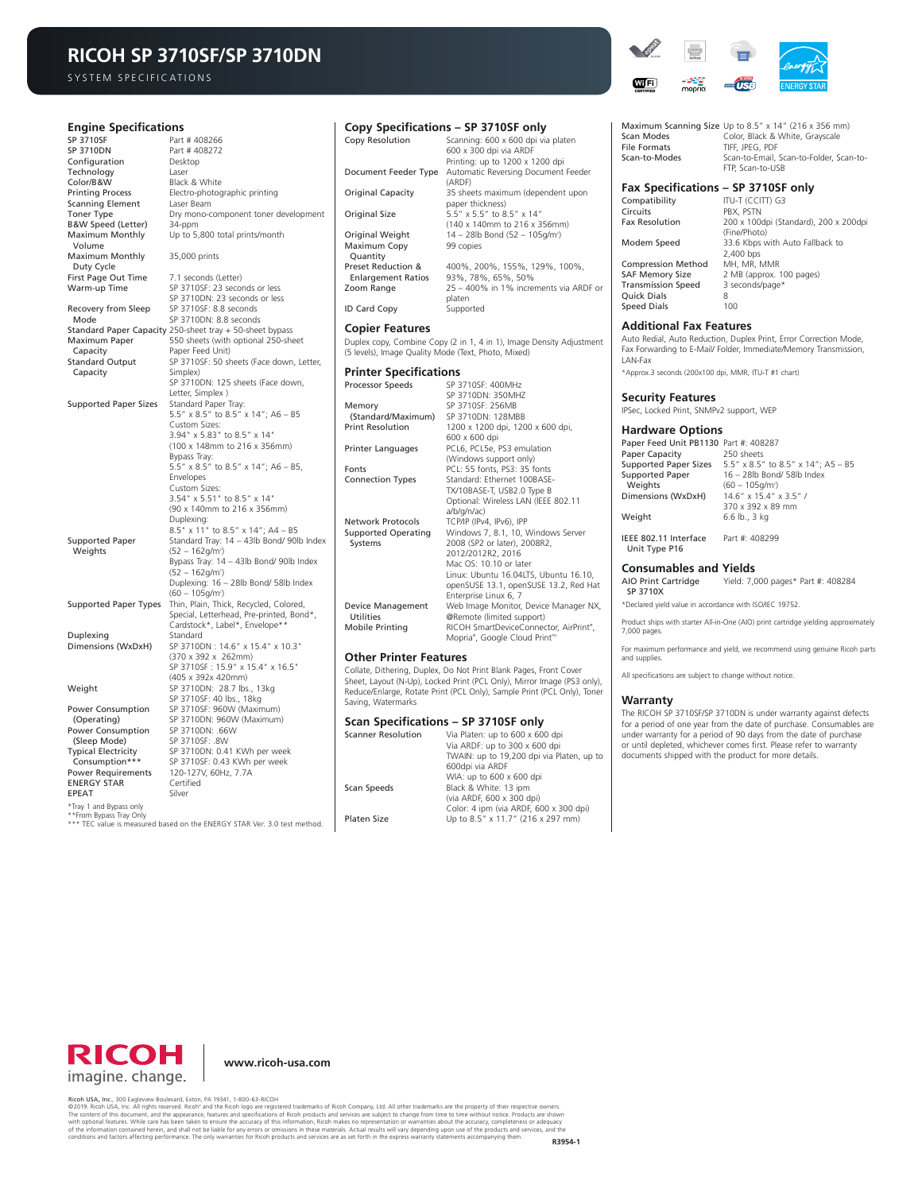# RICOH SP 3710SF/SP 3710DN

SYSTEM SPECIFICATIONS

## Engine Specifications

| | |
|---|---|
| SP 3710SF | Part # 408266 |
| SP 3710DN | Part # 408272 |
| Configuration | Desktop |
| Technology | Laser |
| Color/B&W | Black & White |
| Printing Process | Electro-photographic printing |
| Scanning Element | Laser Beam |
| Toner Type | Dry mono-component toner development |
| B&W Speed (Letter) | 34-ppm |
| Maximum Monthly Volume | Up to 5,800 total prints/month |
| Maximum Monthly Duty Cycle | 35,000 prints |
| First Page Out Time | 7.1 seconds (Letter) |
| Warm-up Time | SP 3710SF: 23 seconds or less<br>SP 3710DN: 23 seconds or less |
| Recovery from Sleep Mode | SP 3710SF: 8.8 seconds<br>SP 3710DN: 8.8 seconds |
| Standard Paper Capacity | 250-sheet tray + 50-sheet bypass |
| Maximum Paper Capacity | 550 sheets (with optional 250-sheet Paper Feed Unit) |
| Standard Output Capacity | SP 3710SF: 50 sheets (Face down, Letter, Simplex)<br>SP 3710DN: 125 sheets (Face down, Letter, Simplex ) |
| Supported Paper Sizes | Standard Paper Tray:<br>5.5" x 8.5" to 8.5" x 14"; A6 – B5<br>Custom Sizes:<br>3.94" x 5.83" to 8.5" x 14"<br>(100 x 148mm to 216 x 356mm)<br>Bypass Tray:<br>5.5" x 8.5" to 8.5" x 14"; A6 – B5, Envelopes<br>Custom Sizes:<br>3.54" x 5.51" to 8.5" x 14"<br>(90 x 140mm to 216 x 356mm)<br>Duplexing:<br>8.5" x 11" to 8.5" x 14"; A4 – B5 |
| Supported Paper Weights | Standard Tray: 14 – 43lb Bond/ 90lb Index (52 – 162g/m²)<br>Bypass Tray: 14 – 43lb Bond/ 90lb Index (52 – 162g/m²)<br>Duplexing: 16 – 28lb Bond/ 58lb Index (60 – 105g/m²) |
| Supported Paper Types | Thin, Plain, Thick, Recycled, Colored, Special, Letterhead, Pre-printed, Bond*, Cardstock*, Label*, Envelope** |
| Duplexing | Standard |
| Dimensions (WxDxH) | SP 3710DN : 14.6" x 15.4" x 10.3" (370 x 392 x 262mm)<br>SP 3710SF : 15.9" x 15.4" x 16.5" (405 x 392x 420mm) |
| Weight | SP 3710DN: 28.7 lbs., 13kg<br>SP 3710SF: 40 lbs., 18kg |
| Power Consumption (Operating) | SP 3710SF: 960W (Maximum)<br>SP 3710DN: 960W (Maximum) |
| Power Consumption (Sleep Mode) | SP 3710DN: .66W<br>SP 3710SF: .8W |
| Typical Electricity Consumption*** | SP 3710DN: 0.41 KWh per week<br>SP 3710SF: 0.43 KWh per week |
| Power Requirements | 120-127V, 60Hz, 7.7A |
| ENERGY STAR | Certified |
| EPEAT | Silver |

*Tray 1 and Bypass only
**From Bypass Tray Only
*** TEC value is measured based on the ENERGY STAR Ver. 3.0 test method.

## Copy Specifications – SP 3710SF only

| | |
|---|---|
| Copy Resolution | Scanning: 600 x 600 dpi via platen<br>600 x 300 dpi via ARDF<br>Printing: up to 1200 x 1200 dpi |
| Document Feeder Type | Automatic Reversing Document Feeder (ARDF) |
| Original Capacity | 35 sheets maximum (dependent upon paper thickness) |
| Original Size | 5.5" x 5.5" to 8.5" x 14"<br>(140 x 140mm to 216 x 356mm) |
| Original Weight | 14 – 28lb Bond (52 – 105g/m²) |
| Maximum Copy Quantity | 99 copies |
| Preset Reduction & Enlargement Ratios | 400%, 200%, 155%, 129%, 100%, 93%, 78%, 65%, 50% |
| Zoom Range | 25 – 400% in 1% increments via ARDF or platen |
| ID Card Copy | Supported |

## Copier Features

Duplex copy, Combine Copy (2 in 1, 4 in 1), Image Density Adjustment (5 levels), Image Quality Mode (Text, Photo, Mixed)

## Printer Specifications

| | |
|---|---|
| Processor Speeds | SP 3710SF: 400MHz<br>SP 3710DN: 350MHZ |
| Memory (Standard/Maximum) | SP 3710SF: 256MB<br>SP 3710DN: 128MBB |
| Print Resolution | 1200 x 1200 dpi, 1200 x 600 dpi, 600 x 600 dpi |
| Printer Languages | PCL6, PCL5e, PS3 emulation (Windows support only) |
| Fonts | PCL: 55 fonts, PS3: 35 fonts |
| Connection Types | Standard: Ethernet 100BASE-TX/10BASE-T, USB2.0 Type B<br>Optional: Wireless LAN (IEEE 802.11 a/b/g/n/ac) |
| Network Protocols | TCP/IP (IPv4, IPv6), IPP |
| Supported Operating Systems | Windows 7, 8.1, 10, Windows Server 2008 (SP2 or later), 2008R2, 2012/2012R2, 2016<br>Mac OS: 10.10 or later<br>Linux: Ubuntu 16.04LTS, Ubuntu 16.10, openSUSE 13.1, openSUSE 13.2, Red Hat Enterprise Linux 6, 7 |
| Device Management Utilities | Web Image Monitor, Device Manager NX, @Remote (limited support) |
| Mobile Printing | RICOH SmartDeviceConnector, AirPrint®, Mopria®, Google Cloud Print™ |

## Other Printer Features

Collate, Dithering, Duplex, Do Not Print Blank Pages, Front Cover Sheet, Layout (N-Up), Locked Print (PCL Only), Mirror Image (PS3 only), Reduce/Enlarge, Rotate Print (PCL Only), Sample Print (PCL Only), Toner Saving, Watermarks

## Scan Specifications – SP 3710SF only

| | |
|---|---|
| Scanner Resolution | Via Platen: up to 600 x 600 dpi<br>Via ARDF: up to 300 x 600 dpi<br>TWAIN: up to 19,200 dpi via Platen, up to 600dpi via ARDF<br>WIA: up to 600 x 600 dpi |
| Scan Speeds | Black & White: 13 ipm (via ARDF, 600 x 300 dpi)<br>Color: 4 ipm (via ARDF, 600 x 300 dpi) |
| Platen Size | Up to 8.5" x 11.7" (216 x 297 mm) |
| Maximum Scanning Size | Up to 8.5" x 14" (216 x 356 mm) |
| Scan Modes | Color, Black & White, Grayscale |
| File Formats | TIFF, JPEG, PDF |
| Scan-to-Modes | Scan-to-Email, Scan-to-Folder, Scan-to-FTP, Scan-to-USB |

## Fax Specifications – SP 3710SF only

| | |
|---|---|
| Compatibility | ITU-T (CCITT) G3 |
| Circuits | PBX, PSTN |
| Fax Resolution | 200 x 100dpi (Standard), 200 x 200dpi (Fine/Photo) |
| Modem Speed | 33.6 Kbps with Auto Fallback to 2,400 bps |
| Compression Method | MH, MR, MMR |
| SAF Memory Size | 2 MB (approx. 100 pages) |
| Transmission Speed | 3 seconds/page* |
| Quick Dials | 8 |
| Speed Dials | 100 |

## Additional Fax Features

Auto Redial, Auto Reduction, Duplex Print, Error Correction Mode, Fax Forwarding to E-Mail/ Folder, Immediate/Memory Transmission, LAN-Fax

*Approx.3 seconds (200x100 dpi, MMR, ITU-T #1 chart)

## Security Features

IPSec, Locked Print, SNMPv2 support, WEP

## Hardware Options

| | |
|---|---|
| Paper Feed Unit PB1130 | Part #: 408287 |
| Paper Capacity | 250 sheets |
| Supported Paper Sizes | 5.5" x 8.5" to 8.5" x 14"; A5 – B5 |
| Supported Paper Weights | 16 – 28lb Bond/ 58lb Index (60 – 105g/m²) |
| Dimensions (WxDxH) | 14.6" x 15.4" x 3.5" / 370 x 392 x 89 mm |
| Weight | 6.6 lb., 3 kg |
| IEEE 802.11 Interface Unit Type P16 | Part #: 408299 |

## Consumables and Yields

| | |
|---|---|
| AIO Print Cartridge SP 3710X | Yield: 7,000 pages* Part #: 408284 |

*Declared yield value in accordance with ISO/IEC 19752.

Product ships with starter All-in-One (AIO) print cartridge yielding approximately 7,000 pages.

For maximum performance and yield, we recommend using genuine Ricoh parts and supplies.

All specifications are subject to change without notice.

## Warranty

The RICOH SP 3710SF/SP 3710DN is under warranty against defects for a period of one year from the date of purchase. Consumables are under warranty for a period of 90 days from the date of purchase or until depleted, whichever comes first. Please refer to warranty documents shipped with the product for more details.

RICOH imagine. change.

www.ricoh-usa.com

**Ricoh USA, Inc.**, 300 Eagleview Boulevard, Exton, PA 19341, 1-800-63-RICOH
©2019. Ricoh USA, Inc. All rights reserved. Ricoh® and the Ricoh logo are registered trademarks of Ricoh Company, Ltd. All other trademarks are the property of their respective owners. The content of this document, and the appearance, features and specifications of Ricoh products and services are subject to change from time to time without notice. Products are shown with optional features. While care has been taken to ensure the accuracy of this information, Ricoh makes no representation or warranties about the accuracy, completeness or adequacy of the information contained herein, and shall not be liable for any errors or omissions in these materials. Actual results will vary depending upon use of the products and services, and the conditions and factors affecting performance. The only warranties for Ricoh products and services are as set forth in the express warranty statements accompanying them.

R3954-1